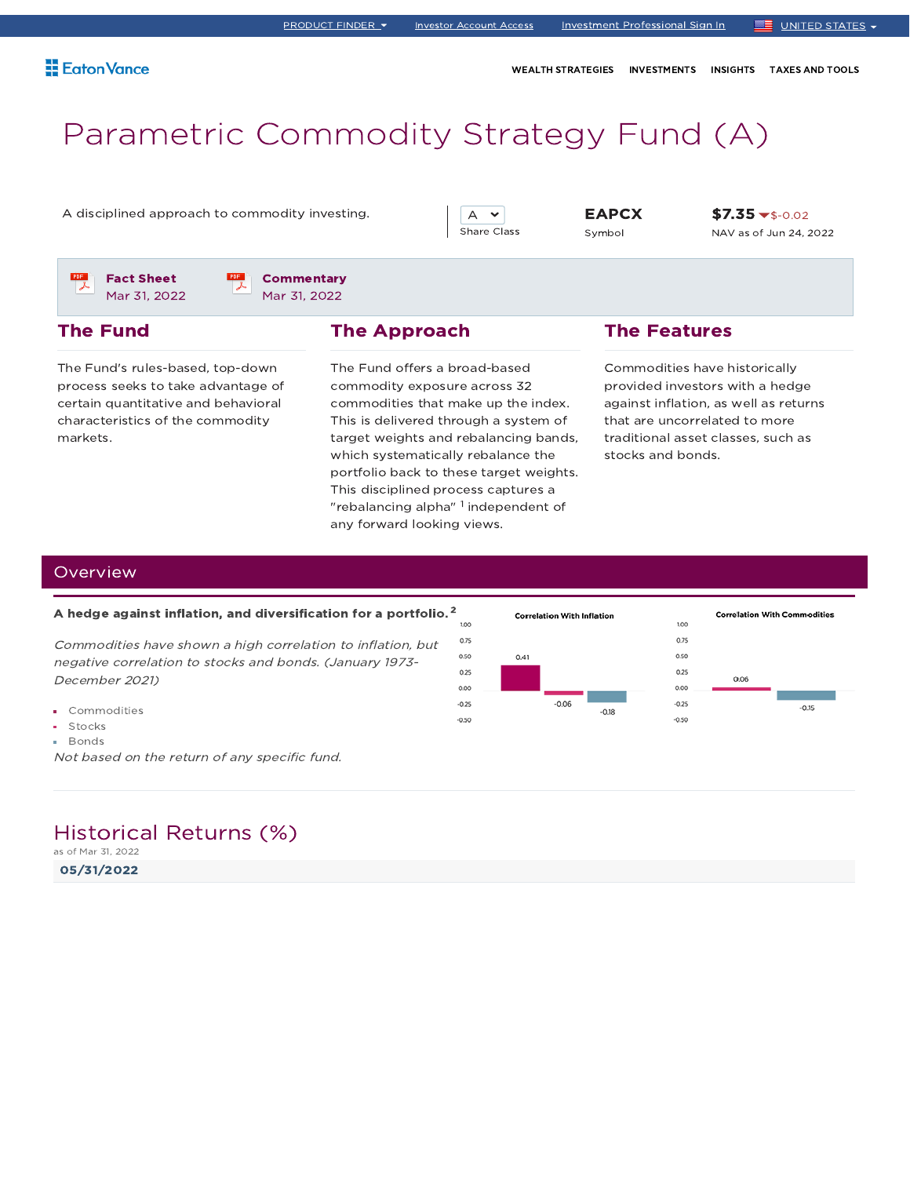PRODUCT FINDER | Investor Account Access | Investment Professional Sign In | UNITED STATES

Eaton Vance

WEALTH STRATEGIES | INVESTMENTS | INSIGHTS | TAXES AND TOOLS

# Parametric Commodity Strategy Fund (A)

A disciplined approach to commodity investing.

| Share Class | Symbol | NAV as of Jun 24, 2022 |
|---|---|---|
| A | EAPCX | $7.35 $-0.02 |

**Fact Sheet** Mar 31, 2022

**Commentary** Mar 31, 2022

## The Fund

The Fund's rules-based, top-down process seeks to take advantage of certain quantitative and behavioral characteristics of the commodity markets.

## The Approach

The Fund offers a broad-based commodity exposure across 32 commodities that make up the index. This is delivered through a system of target weights and rebalancing bands, which systematically rebalance the portfolio back to these target weights. This disciplined process captures a "rebalancing alpha" [1] independent of any forward looking views.

## The Features

Commodities have historically provided investors with a hedge against inflation, as well as returns that are uncorrelated to more traditional asset classes, such as stocks and bonds.

## Overview

**A hedge against inflation, and diversification for a portfolio.** [2]

*Commodities have shown a high correlation to inflation, but negative correlation to stocks and bonds. (January 1973-December 2021)*

- Commodities
- Stocks
- Bonds

*Not based on the return of any specific fund.*

**Correlation With Inflation**

| Commodities | Stocks | Bonds |
|---|---|---|
| 0.41 | -0.06 | -0.18 |

**Correlation With Commodities**

| Stocks | Bonds |
|---|---|
| 0.06 | -0.15 |

## Historical Returns (%)

as of Mar 31, 2022

**05/31/2022**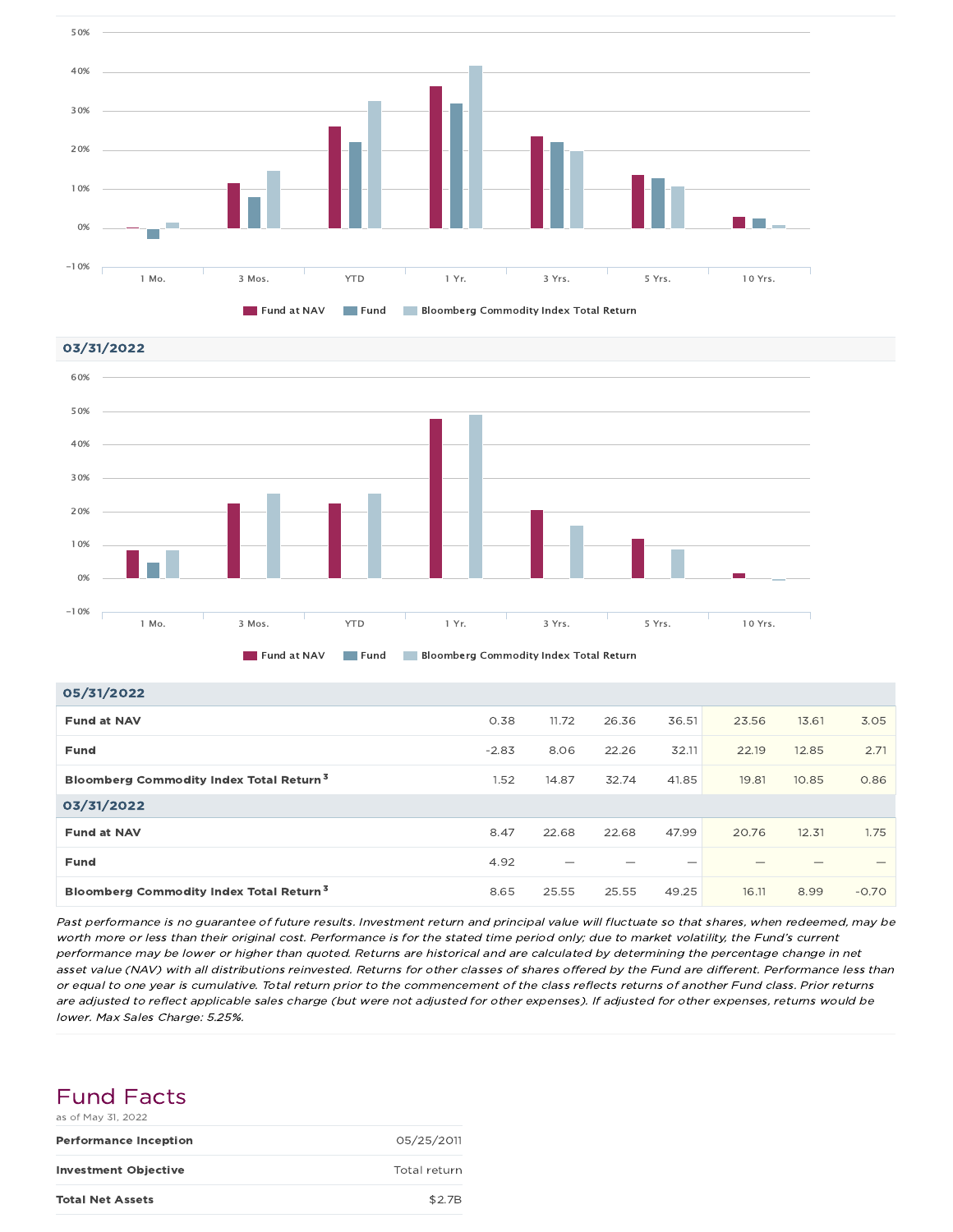Fund at NAV | Fund | Bloomberg Commodity Index Total Return

### 03/31/2022

Fund at NAV | Fund | Bloomberg Commodity Index Total Return

| | 1 Mo. | 3 Mos. | YTD | 1 Yr. | 3 Yrs. | 5 Yrs. | 10 Yrs. |
|---|---|---|---|---|---|---|---|
| **05/31/2022** | | | | | | | |
| **Fund at NAV** | 0.38 | 11.72 | 26.36 | 36.51 | 23.56 | 13.61 | 3.05 |
| **Fund** | -2.83 | 8.06 | 22.26 | 32.11 | 22.19 | 12.85 | 2.71 |
| **Bloomberg Commodity Index Total Return** [3] | 1.52 | 14.87 | 32.74 | 41.85 | 19.81 | 10.85 | 0.86 |
| **03/31/2022** | | | | | | | |
| **Fund at NAV** | 8.47 | 22.68 | 22.68 | 47.99 | 20.76 | 12.31 | 1.75 |
| **Fund** | 4.92 | — | — | — | — | — | — |
| **Bloomberg Commodity Index Total Return** [3] | 8.65 | 25.55 | 25.55 | 49.25 | 16.11 | 8.99 | -0.70 |

*Past performance is no guarantee of future results. Investment return and principal value will fluctuate so that shares, when redeemed, may be worth more or less than their original cost. Performance is for the stated time period only; due to market volatility, the Fund's current performance may be lower or higher than quoted. Returns are historical and are calculated by determining the percentage change in net asset value (NAV) with all distributions reinvested. Returns for other classes of shares offered by the Fund are different. Performance less than or equal to one year is cumulative. Total return prior to the commencement of the class reflects returns of another Fund class. Prior returns are adjusted to reflect applicable sales charge (but were not adjusted for other expenses). If adjusted for other expenses, returns would be lower. Max Sales Charge: 5.25%.*

## Fund Facts

as of May 31, 2022

| | |
|---|---|
| **Performance Inception** | 05/25/2011 |
| **Investment Objective** | Total return |
| **Total Net Assets** | $2.7B |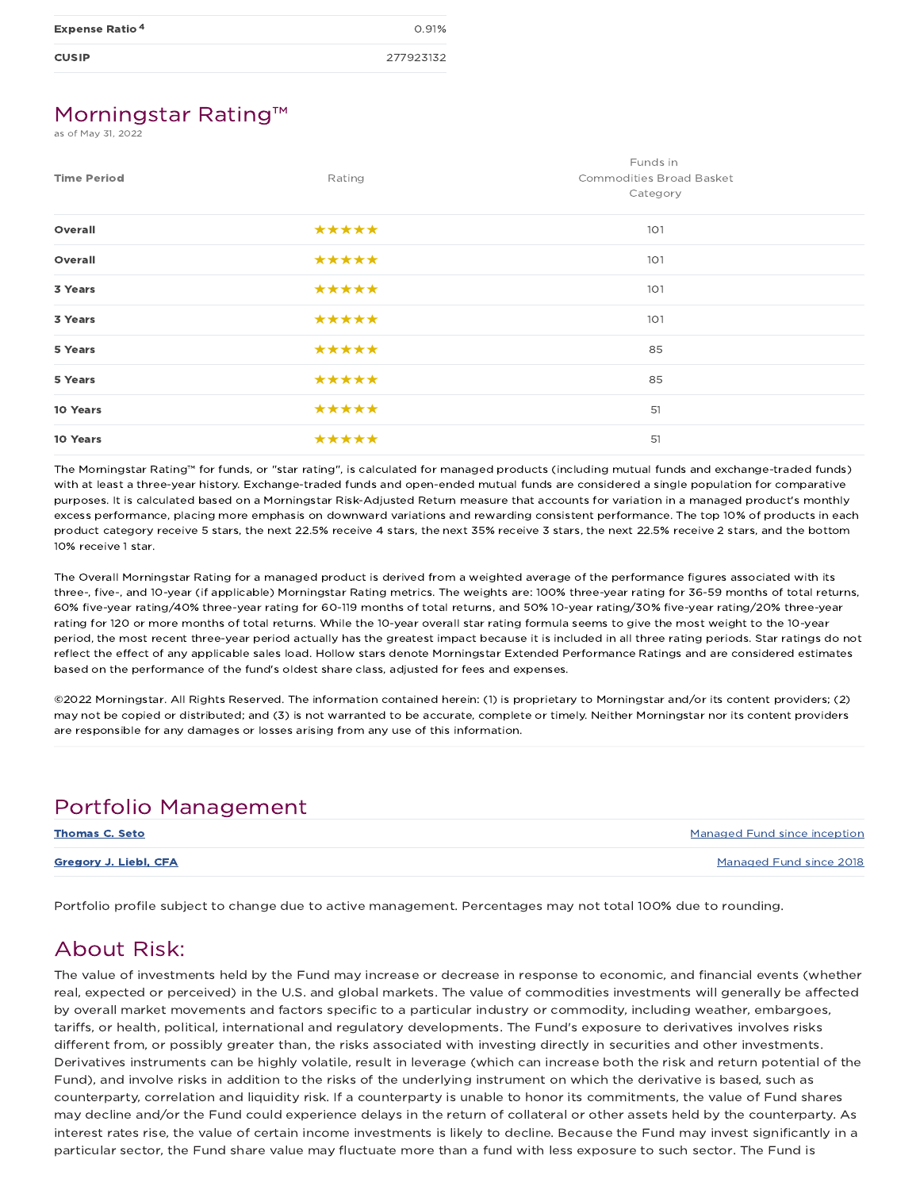| | |
|---|---|
| **Expense Ratio**[4] | 0.91% |
| **CUSIP** | 277923132 |

## Morningstar Rating™

as of May 31, 2022

| Time Period | Rating | Funds in Commodities Broad Basket Category |
|---|---|---|
| **Overall** | ★★★★★ | 101 |
| **Overall** | ★★★★★ | 101 |
| **3 Years** | ★★★★★ | 101 |
| **3 Years** | ★★★★★ | 101 |
| **5 Years** | ★★★★★ | 85 |
| **5 Years** | ★★★★★ | 85 |
| **10 Years** | ★★★★★ | 51 |
| **10 Years** | ★★★★★ | 51 |

The Morningstar Rating™ for funds, or "star rating", is calculated for managed products (including mutual funds and exchange-traded funds) with at least a three-year history. Exchange-traded funds and open-ended mutual funds are considered a single population for comparative purposes. It is calculated based on a Morningstar Risk-Adjusted Return measure that accounts for variation in a managed product's monthly excess performance, placing more emphasis on downward variations and rewarding consistent performance. The top 10% of products in each product category receive 5 stars, the next 22.5% receive 4 stars, the next 35% receive 3 stars, the next 22.5% receive 2 stars, and the bottom 10% receive 1 star.

The Overall Morningstar Rating for a managed product is derived from a weighted average of the performance figures associated with its three-, five-, and 10-year (if applicable) Morningstar Rating metrics. The weights are: 100% three-year rating for 36-59 months of total returns, 60% five-year rating/40% three-year rating for 60-119 months of total returns, and 50% 10-year rating/30% five-year rating/20% three-year rating for 120 or more months of total returns. While the 10-year overall star rating formula seems to give the most weight to the 10-year period, the most recent three-year period actually has the greatest impact because it is included in all three rating periods. Star ratings do not reflect the effect of any applicable sales load. Hollow stars denote Morningstar Extended Performance Ratings and are considered estimates based on the performance of the fund's oldest share class, adjusted for fees and expenses.

©2022 Morningstar. All Rights Reserved. The information contained herein: (1) is proprietary to Morningstar and/or its content providers; (2) may not be copied or distributed; and (3) is not warranted to be accurate, complete or timely. Neither Morningstar nor its content providers are responsible for any damages or losses arising from any use of this information.

## Portfolio Management

| | |
|---|---|
| **Thomas C. Seto** | Managed Fund since inception |
| **Gregory J. Liebl, CFA** | Managed Fund since 2018 |

Portfolio profile subject to change due to active management. Percentages may not total 100% due to rounding.

## About Risk:

The value of investments held by the Fund may increase or decrease in response to economic, and financial events (whether real, expected or perceived) in the U.S. and global markets. The value of commodities investments will generally be affected by overall market movements and factors specific to a particular industry or commodity, including weather, embargoes, tariffs, or health, political, international and regulatory developments. The Fund's exposure to derivatives involves risks different from, or possibly greater than, the risks associated with investing directly in securities and other investments. Derivatives instruments can be highly volatile, result in leverage (which can increase both the risk and return potential of the Fund), and involve risks in addition to the risks of the underlying instrument on which the derivative is based, such as counterparty, correlation and liquidity risk. If a counterparty is unable to honor its commitments, the value of Fund shares may decline and/or the Fund could experience delays in the return of collateral or other assets held by the counterparty. As interest rates rise, the value of certain income investments is likely to decline. Because the Fund may invest significantly in a particular sector, the Fund share value may fluctuate more than a fund with less exposure to such sector. The Fund is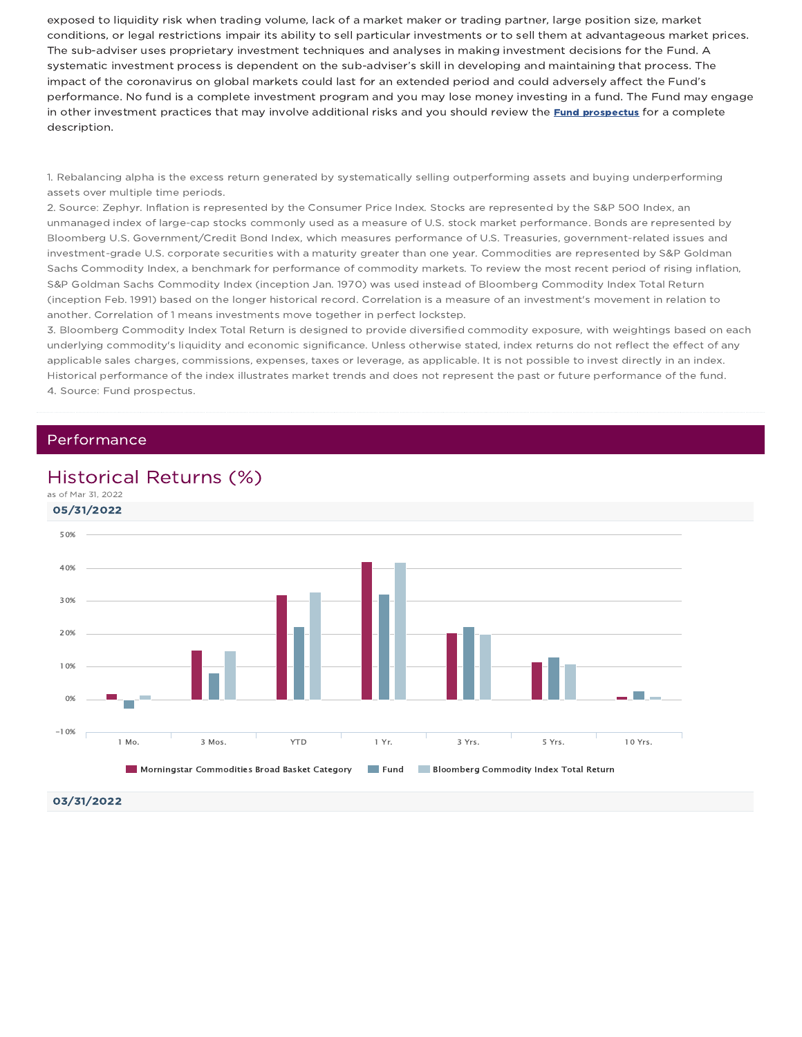exposed to liquidity risk when trading volume, lack of a market maker or trading partner, large position size, market conditions, or legal restrictions impair its ability to sell particular investments or to sell them at advantageous market prices. The sub-adviser uses proprietary investment techniques and analyses in making investment decisions for the Fund. A systematic investment process is dependent on the sub-adviser's skill in developing and maintaining that process. The impact of the coronavirus on global markets could last for an extended period and could adversely affect the Fund's performance. No fund is a complete investment program and you may lose money investing in a fund. The Fund may engage in other investment practices that may involve additional risks and you should review the **Fund prospectus** for a complete description.

1. Rebalancing alpha is the excess return generated by systematically selling outperforming assets and buying underperforming assets over multiple time periods.
2. Source: Zephyr. Inflation is represented by the Consumer Price Index. Stocks are represented by the S&P 500 Index, an unmanaged index of large-cap stocks commonly used as a measure of U.S. stock market performance. Bonds are represented by Bloomberg U.S. Government/Credit Bond Index, which measures performance of U.S. Treasuries, government-related issues and investment-grade U.S. corporate securities with a maturity greater than one year. Commodities are represented by S&P Goldman Sachs Commodity Index, a benchmark for performance of commodity markets. To review the most recent period of rising inflation, S&P Goldman Sachs Commodity Index (inception Jan. 1970) was used instead of Bloomberg Commodity Index Total Return (inception Feb. 1991) based on the longer historical record. Correlation is a measure of an investment's movement in relation to another. Correlation of 1 means investments move together in perfect lockstep.
3. Bloomberg Commodity Index Total Return is designed to provide diversified commodity exposure, with weightings based on each underlying commodity's liquidity and economic significance. Unless otherwise stated, index returns do not reflect the effect of any applicable sales charges, commissions, expenses, taxes or leverage, as applicable. It is not possible to invest directly in an index. Historical performance of the index illustrates market trends and does not represent the past or future performance of the fund.
4. Source: Fund prospectus.

## Performance

### Historical Returns (%)

as of Mar 31, 2022

**05/31/2022**

Legend: Morningstar Commodities Broad Basket Category | Fund | Bloomberg Commodity Index Total Return

Periods: 1 Mo. | 3 Mos. | YTD | 1 Yr. | 3 Yrs. | 5 Yrs. | 10 Yrs.

**03/31/2022**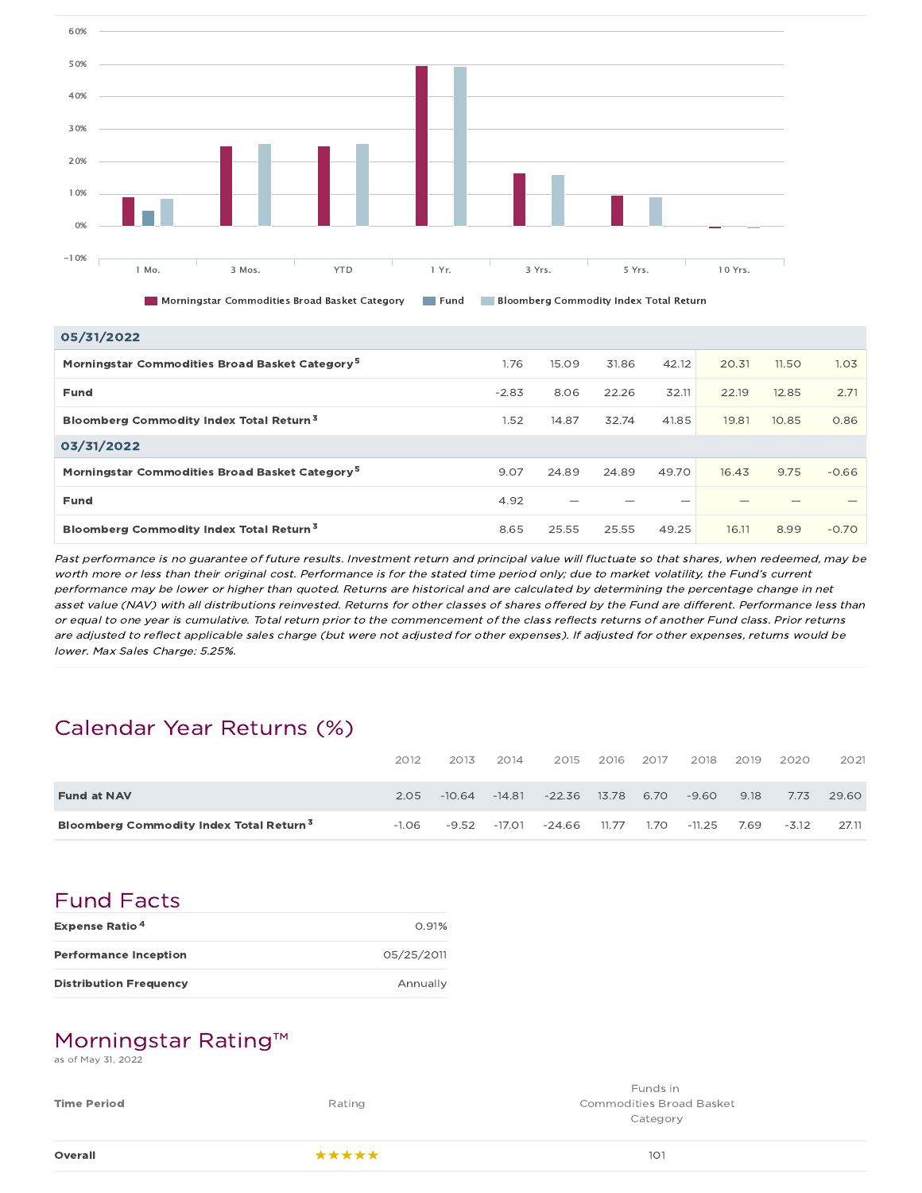60%
50%
40%
30%
20%
10%
0%
-10%

1 Mo. | 3 Mos. | YTD | 1 Yr. | 3 Yrs. | 5 Yrs. | 10 Yrs.

Morningstar Commodities Broad Basket Category | Fund | Bloomberg Commodity Index Total Return

| | 1 Mo. | 3 Mos. | YTD | 1 Yr. | 3 Yrs. | 5 Yrs. | 10 Yrs. |
|---|---|---|---|---|---|---|---|
| **05/31/2022** | | | | | | | |
| **Morningstar Commodities Broad Basket Category** [5] | 1.76 | 15.09 | 31.86 | 42.12 | 20.31 | 11.50 | 1.03 |
| **Fund** | -2.83 | 8.06 | 22.26 | 32.11 | 22.19 | 12.85 | 2.71 |
| **Bloomberg Commodity Index Total Return** [3] | 1.52 | 14.87 | 32.74 | 41.85 | 19.81 | 10.85 | 0.86 |
| **03/31/2022** | | | | | | | |
| **Morningstar Commodities Broad Basket Category** [5] | 9.07 | 24.89 | 24.89 | 49.70 | 16.43 | 9.75 | -0.66 |
| **Fund** | 4.92 | — | — | — | — | — | — |
| **Bloomberg Commodity Index Total Return** [3] | 8.65 | 25.55 | 25.55 | 49.25 | 16.11 | 8.99 | -0.70 |

*Past performance is no guarantee of future results. Investment return and principal value will fluctuate so that shares, when redeemed, may be worth more or less than their original cost. Performance is for the stated time period only; due to market volatility, the Fund's current performance may be lower or higher than quoted. Returns are historical and are calculated by determining the percentage change in net asset value (NAV) with all distributions reinvested. Returns for other classes of shares offered by the Fund are different. Performance less than or equal to one year is cumulative. Total return prior to the commencement of the class reflects returns of another Fund class. Prior returns are adjusted to reflect applicable sales charge (but were not adjusted for other expenses). If adjusted for other expenses, returns would be lower. Max Sales Charge: 5.25%.*

## Calendar Year Returns (%)

| | 2012 | 2013 | 2014 | 2015 | 2016 | 2017 | 2018 | 2019 | 2020 | 2021 |
|---|---|---|---|---|---|---|---|---|---|---|
| **Fund at NAV** | 2.05 | -10.64 | -14.81 | -22.36 | 13.78 | 6.70 | -9.60 | 9.18 | 7.73 | 29.60 |
| **Bloomberg Commodity Index Total Return** [3] | -1.06 | -9.52 | -17.01 | -24.66 | 11.77 | 1.70 | -11.25 | 7.69 | -3.12 | 27.11 |

## Fund Facts

| | |
|---|---|
| **Expense Ratio** [4] | 0.91% |
| **Performance Inception** | 05/25/2011 |
| **Distribution Frequency** | Annually |

## Morningstar Rating™

as of May 31, 2022

| Time Period | Rating | Funds in Commodities Broad Basket Category |
|---|---|---|
| **Overall** | ★★★★★ | 101 |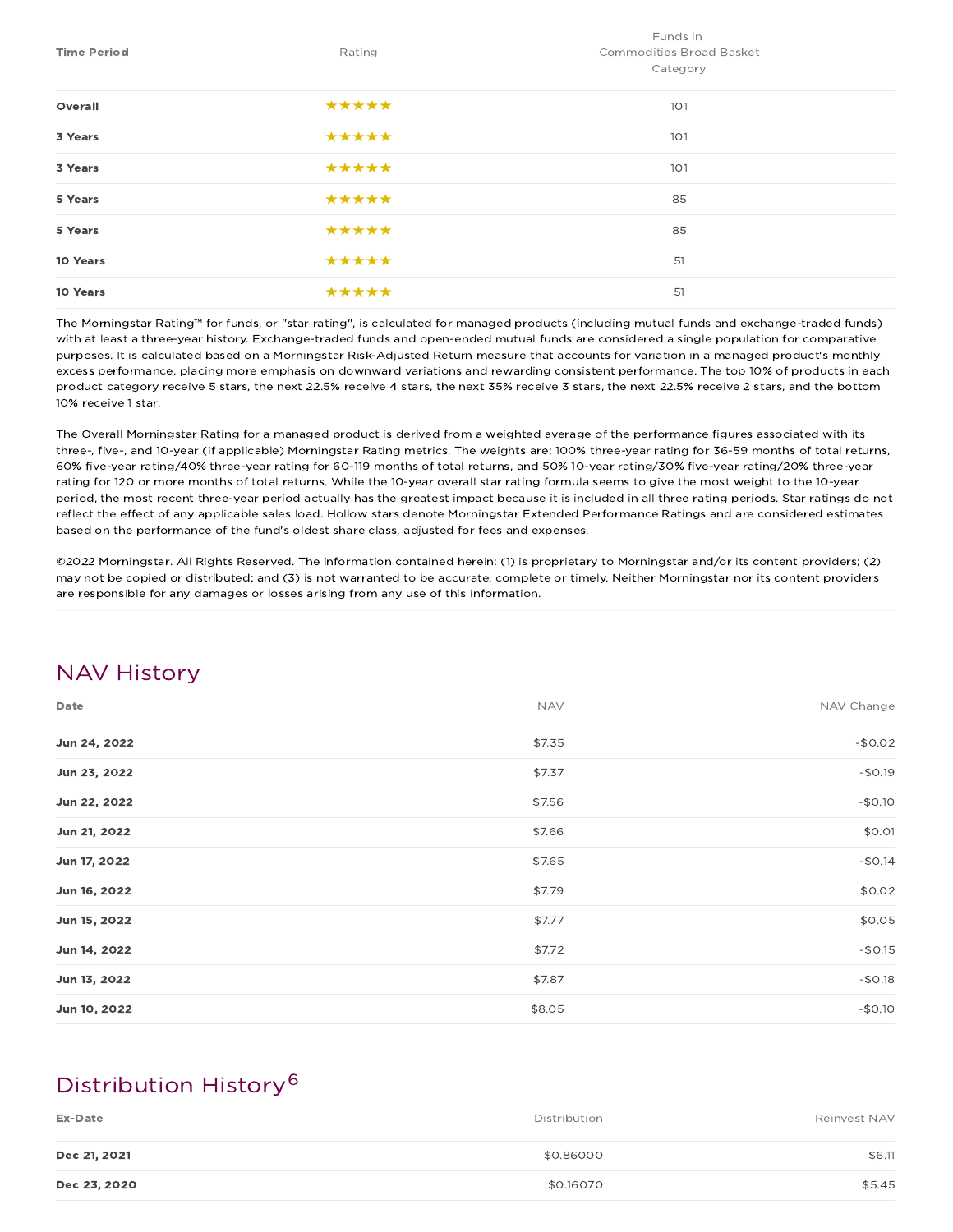| Time Period | Rating | Funds in Commodities Broad Basket Category |
|---|---|---|
| **Overall** | ★★★★★ | 101 |
| **3 Years** | ★★★★★ | 101 |
| **3 Years** | ★★★★★ | 101 |
| **5 Years** | ★★★★★ | 85 |
| **5 Years** | ★★★★★ | 85 |
| **10 Years** | ★★★★★ | 51 |
| **10 Years** | ★★★★★ | 51 |

The Morningstar Rating™ for funds, or "star rating", is calculated for managed products (including mutual funds and exchange-traded funds) with at least a three-year history. Exchange-traded funds and open-ended mutual funds are considered a single population for comparative purposes. It is calculated based on a Morningstar Risk-Adjusted Return measure that accounts for variation in a managed product's monthly excess performance, placing more emphasis on downward variations and rewarding consistent performance. The top 10% of products in each product category receive 5 stars, the next 22.5% receive 4 stars, the next 35% receive 3 stars, the next 22.5% receive 2 stars, and the bottom 10% receive 1 star.

The Overall Morningstar Rating for a managed product is derived from a weighted average of the performance figures associated with its three-, five-, and 10-year (if applicable) Morningstar Rating metrics. The weights are: 100% three-year rating for 36-59 months of total returns, 60% five-year rating/40% three-year rating for 60-119 months of total returns, and 50% 10-year rating/30% five-year rating/20% three-year rating for 120 or more months of total returns. While the 10-year overall star rating formula seems to give the most weight to the 10-year period, the most recent three-year period actually has the greatest impact because it is included in all three rating periods. Star ratings do not reflect the effect of any applicable sales load. Hollow stars denote Morningstar Extended Performance Ratings and are considered estimates based on the performance of the fund's oldest share class, adjusted for fees and expenses.

©2022 Morningstar. All Rights Reserved. The information contained herein: (1) is proprietary to Morningstar and/or its content providers; (2) may not be copied or distributed; and (3) is not warranted to be accurate, complete or timely. Neither Morningstar nor its content providers are responsible for any damages or losses arising from any use of this information.

## NAV History

| Date | NAV | NAV Change |
|---|---|---|
| **Jun 24, 2022** | $7.35 | -$0.02 |
| **Jun 23, 2022** | $7.37 | -$0.19 |
| **Jun 22, 2022** | $7.56 | -$0.10 |
| **Jun 21, 2022** | $7.66 | $0.01 |
| **Jun 17, 2022** | $7.65 | -$0.14 |
| **Jun 16, 2022** | $7.79 | $0.02 |
| **Jun 15, 2022** | $7.77 | $0.05 |
| **Jun 14, 2022** | $7.72 | -$0.15 |
| **Jun 13, 2022** | $7.87 | -$0.18 |
| **Jun 10, 2022** | $8.05 | -$0.10 |

## Distribution History[6]

| Ex-Date | Distribution | Reinvest NAV |
|---|---|---|
| **Dec 21, 2021** | $0.86000 | $6.11 |
| **Dec 23, 2020** | $0.16070 | $5.45 |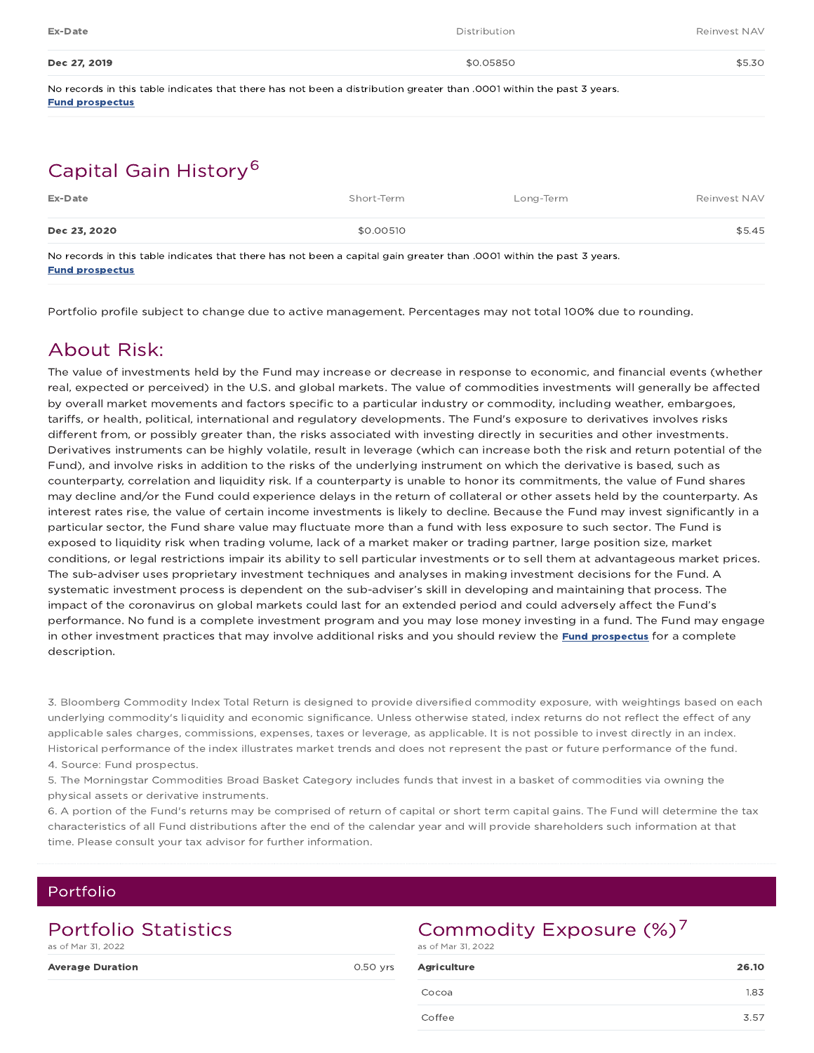| Ex-Date | Distribution | Reinvest NAV |
| --- | --- | --- |
| **Dec 27, 2019** | $0.05850 | $5.30 |

No records in this table indicates that there has not been a distribution greater than .0001 within the past 3 years.
**Fund prospectus**

## Capital Gain History[6]

| Ex-Date | Short-Term | Long-Term | Reinvest NAV |
| --- | --- | --- | --- |
| **Dec 23, 2020** | $0.00510 | | $5.45 |

No records in this table indicates that there has not been a capital gain greater than .0001 within the past 3 years.
**Fund prospectus**

Portfolio profile subject to change due to active management. Percentages may not total 100% due to rounding.

## About Risk:

The value of investments held by the Fund may increase or decrease in response to economic, and financial events (whether real, expected or perceived) in the U.S. and global markets. The value of commodities investments will generally be affected by overall market movements and factors specific to a particular industry or commodity, including weather, embargoes, tariffs, or health, political, international and regulatory developments. The Fund's exposure to derivatives involves risks different from, or possibly greater than, the risks associated with investing directly in securities and other investments. Derivatives instruments can be highly volatile, result in leverage (which can increase both the risk and return potential of the Fund), and involve risks in addition to the risks of the underlying instrument on which the derivative is based, such as counterparty, correlation and liquidity risk. If a counterparty is unable to honor its commitments, the value of Fund shares may decline and/or the Fund could experience delays in the return of collateral or other assets held by the counterparty. As interest rates rise, the value of certain income investments is likely to decline. Because the Fund may invest significantly in a particular sector, the Fund share value may fluctuate more than a fund with less exposure to such sector. The Fund is exposed to liquidity risk when trading volume, lack of a market maker or trading partner, large position size, market conditions, or legal restrictions impair its ability to sell particular investments or to sell them at advantageous market prices. The sub-adviser uses proprietary investment techniques and analyses in making investment decisions for the Fund. A systematic investment process is dependent on the sub-adviser's skill in developing and maintaining that process. The impact of the coronavirus on global markets could last for an extended period and could adversely affect the Fund's performance. No fund is a complete investment program and you may lose money investing in a fund. The Fund may engage in other investment practices that may involve additional risks and you should review the **Fund prospectus** for a complete description.

3. Bloomberg Commodity Index Total Return is designed to provide diversified commodity exposure, with weightings based on each underlying commodity's liquidity and economic significance. Unless otherwise stated, index returns do not reflect the effect of any applicable sales charges, commissions, expenses, taxes or leverage, as applicable. It is not possible to invest directly in an index. Historical performance of the index illustrates market trends and does not represent the past or future performance of the fund.
4. Source: Fund prospectus.
5. The Morningstar Commodities Broad Basket Category includes funds that invest in a basket of commodities via owning the physical assets or derivative instruments.
6. A portion of the Fund's returns may be comprised of return of capital or short term capital gains. The Fund will determine the tax characteristics of all Fund distributions after the end of the calendar year and will provide shareholders such information at that time. Please consult your tax advisor for further information.

# Portfolio

## Portfolio Statistics

as of Mar 31, 2022

| | |
| --- | --- |
| **Average Duration** | 0.50 yrs |

## Commodity Exposure (%)[7]

as of Mar 31, 2022

| | |
| --- | --- |
| **Agriculture** | **26.10** |
| Cocoa | 1.83 |
| Coffee | 3.57 |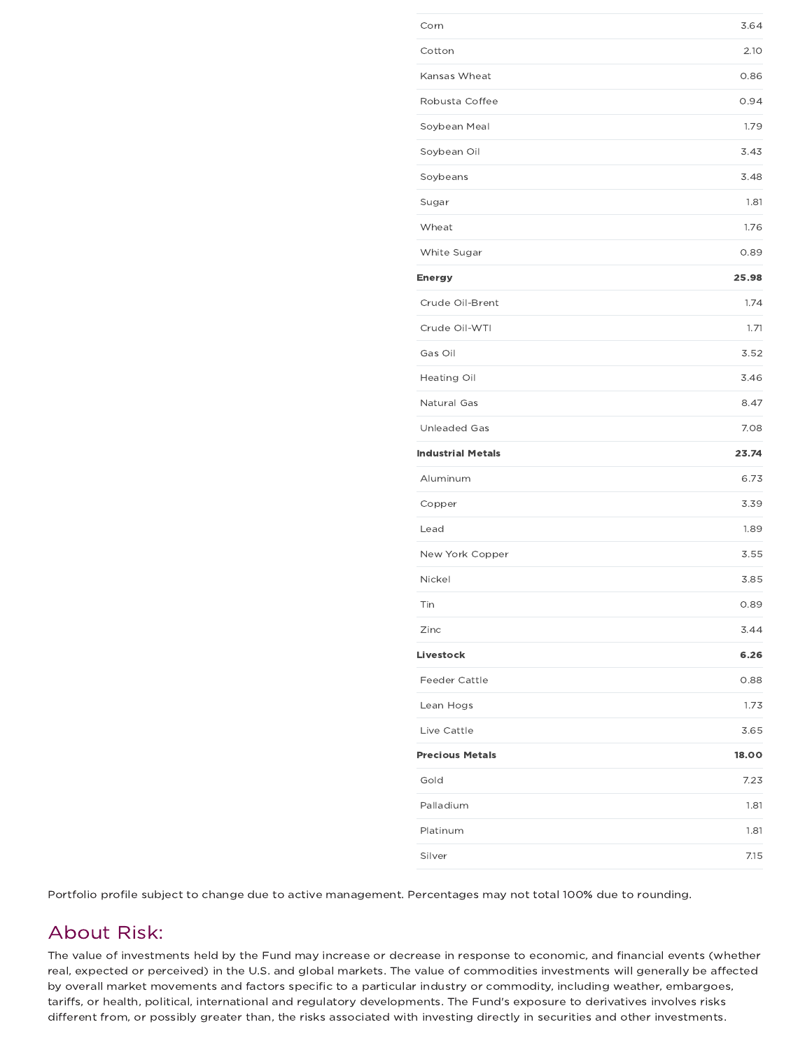| | |
|---|---|
| Corn | 3.64 |
| Cotton | 2.10 |
| Kansas Wheat | 0.86 |
| Robusta Coffee | 0.94 |
| Soybean Meal | 1.79 |
| Soybean Oil | 3.43 |
| Soybeans | 3.48 |
| Sugar | 1.81 |
| Wheat | 1.76 |
| White Sugar | 0.89 |
| **Energy** | **25.98** |
| Crude Oil-Brent | 1.74 |
| Crude Oil-WTI | 1.71 |
| Gas Oil | 3.52 |
| Heating Oil | 3.46 |
| Natural Gas | 8.47 |
| Unleaded Gas | 7.08 |
| **Industrial Metals** | **23.74** |
| Aluminum | 6.73 |
| Copper | 3.39 |
| Lead | 1.89 |
| New York Copper | 3.55 |
| Nickel | 3.85 |
| Tin | 0.89 |
| Zinc | 3.44 |
| **Livestock** | **6.26** |
| Feeder Cattle | 0.88 |
| Lean Hogs | 1.73 |
| Live Cattle | 3.65 |
| **Precious Metals** | **18.00** |
| Gold | 7.23 |
| Palladium | 1.81 |
| Platinum | 1.81 |
| Silver | 7.15 |

Portfolio profile subject to change due to active management. Percentages may not total 100% due to rounding.

## About Risk:

The value of investments held by the Fund may increase or decrease in response to economic, and financial events (whether real, expected or perceived) in the U.S. and global markets. The value of commodities investments will generally be affected by overall market movements and factors specific to a particular industry or commodity, including weather, embargoes, tariffs, or health, political, international and regulatory developments. The Fund's exposure to derivatives involves risks different from, or possibly greater than, the risks associated with investing directly in securities and other investments.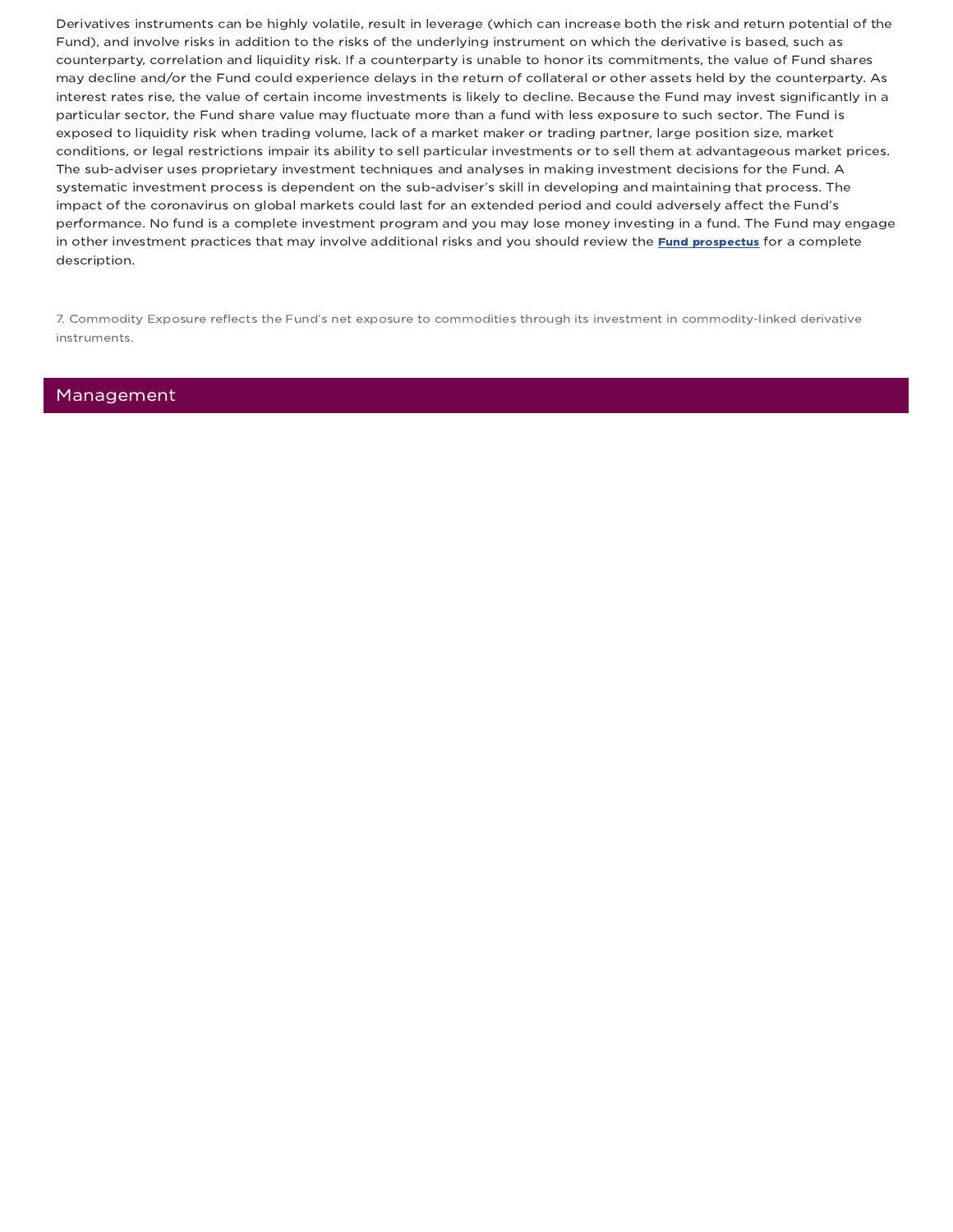Derivatives instruments can be highly volatile, result in leverage (which can increase both the risk and return potential of the Fund), and involve risks in addition to the risks of the underlying instrument on which the derivative is based, such as counterparty, correlation and liquidity risk. If a counterparty is unable to honor its commitments, the value of Fund shares may decline and/or the Fund could experience delays in the return of collateral or other assets held by the counterparty. As interest rates rise, the value of certain income investments is likely to decline. Because the Fund may invest significantly in a particular sector, the Fund share value may fluctuate more than a fund with less exposure to such sector. The Fund is exposed to liquidity risk when trading volume, lack of a market maker or trading partner, large position size, market conditions, or legal restrictions impair its ability to sell particular investments or to sell them at advantageous market prices. The sub-adviser uses proprietary investment techniques and analyses in making investment decisions for the Fund. A systematic investment process is dependent on the sub-adviser's skill in developing and maintaining that process. The impact of the coronavirus on global markets could last for an extended period and could adversely affect the Fund's performance. No fund is a complete investment program and you may lose money investing in a fund. The Fund may engage in other investment practices that may involve additional risks and you should review the **Fund prospectus** for a complete description.

7. Commodity Exposure reflects the Fund's net exposure to commodities through its investment in commodity-linked derivative instruments.

## Management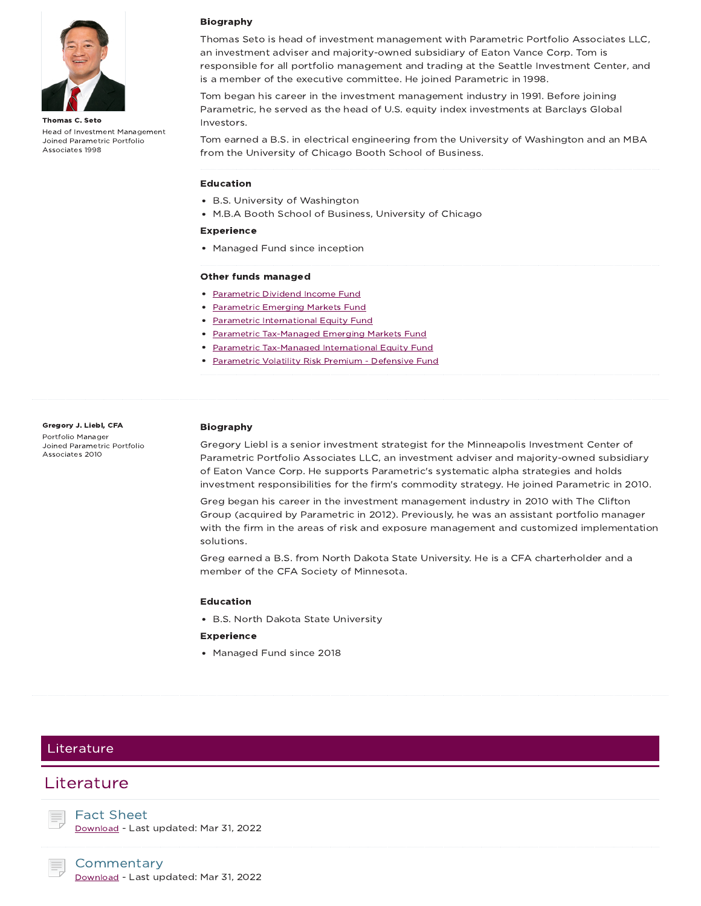**Thomas C. Seto**

Head of Investment Management
Joined Parametric Portfolio Associates 1998

### Biography

Thomas Seto is head of investment management with Parametric Portfolio Associates LLC, an investment adviser and majority-owned subsidiary of Eaton Vance Corp. Tom is responsible for all portfolio management and trading at the Seattle Investment Center, and is a member of the executive committee. He joined Parametric in 1998.

Tom began his career in the investment management industry in 1991. Before joining Parametric, he served as the head of U.S. equity index investments at Barclays Global Investors.

Tom earned a B.S. in electrical engineering from the University of Washington and an MBA from the University of Chicago Booth School of Business.

### Education

- B.S. University of Washington
- M.B.A Booth School of Business, University of Chicago

### Experience

- Managed Fund since inception

### Other funds managed

- Parametric Dividend Income Fund
- Parametric Emerging Markets Fund
- Parametric International Equity Fund
- Parametric Tax-Managed Emerging Markets Fund
- Parametric Tax-Managed International Equity Fund
- Parametric Volatility Risk Premium - Defensive Fund

---

**Gregory J. Liebl, CFA**

Portfolio Manager
Joined Parametric Portfolio Associates 2010

### Biography

Gregory Liebl is a senior investment strategist for the Minneapolis Investment Center of Parametric Portfolio Associates LLC, an investment adviser and majority-owned subsidiary of Eaton Vance Corp. He supports Parametric's systematic alpha strategies and holds investment responsibilities for the firm's commodity strategy. He joined Parametric in 2010.

Greg began his career in the investment management industry in 2010 with The Clifton Group (acquired by Parametric in 2012). Previously, he was an assistant portfolio manager with the firm in the areas of risk and exposure management and customized implementation solutions.

Greg earned a B.S. from North Dakota State University. He is a CFA charterholder and a member of the CFA Society of Minnesota.

### Education

- B.S. North Dakota State University

### Experience

- Managed Fund since 2018

---

## Literature

## Literature

### Fact Sheet

Download - Last updated: Mar 31, 2022

### Commentary

Download - Last updated: Mar 31, 2022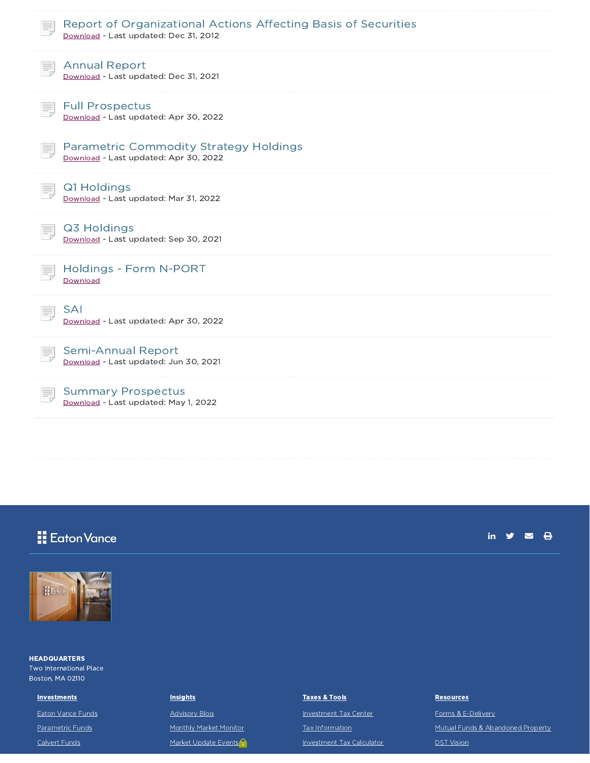### Report of Organizational Actions Affecting Basis of Securities

Download - Last updated: Dec 31, 2012

### Annual Report

Download - Last updated: Dec 31, 2021

### Full Prospectus

Download - Last updated: Apr 30, 2022

### Parametric Commodity Strategy Holdings

Download - Last updated: Apr 30, 2022

### Q1 Holdings

Download - Last updated: Mar 31, 2022

### Q3 Holdings

Download - Last updated: Sep 30, 2021

### Holdings - Form N-PORT

Download

### SAI

Download - Last updated: Apr 30, 2022

### Semi-Annual Report

Download - Last updated: Jun 30, 2021

### Summary Prospectus

Download - Last updated: May 1, 2022

Eaton Vance

**HEADQUARTERS**
Two International Place
Boston, MA 02110

| **Investments** | **Insights** | **Taxes & Tools** | **Resources** |
|---|---|---|---|
| Eaton Vance Funds | Advisory Blog | Investment Tax Center | Forms & E-Delivery |
| Parametric Funds | Monthly Market Monitor | Tax Information | Mutual Funds & Abandoned Property |
| Calvert Funds | Market Update Events | Investment Tax Calculator | DST Vision |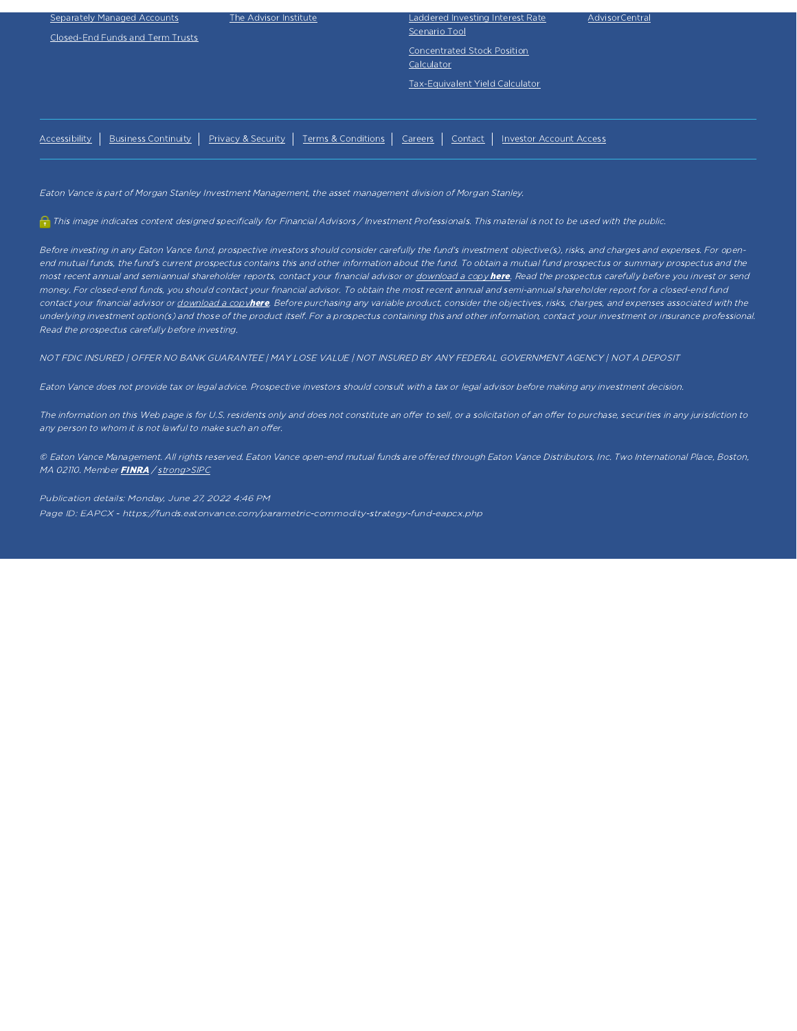Separately Managed Accounts

Closed-End Funds and Term Trusts

The Advisor Institute

Laddered Investing Interest Rate Scenario Tool

Concentrated Stock Position Calculator

Tax-Equivalent Yield Calculator

AdvisorCentral

Accessibility | Business Continuity | Privacy & Security | Terms & Conditions | Careers | Contact | Investor Account Access

*Eaton Vance is part of Morgan Stanley Investment Management, the asset management division of Morgan Stanley.*

*This image indicates content designed specifically for Financial Advisors / Investment Professionals. This material is not to be used with the public.*

*Before investing in any Eaton Vance fund, prospective investors should consider carefully the fund's investment objective(s), risks, and charges and expenses. For open-end mutual funds, the fund's current prospectus contains this and other information about the fund. To obtain a mutual fund prospectus or summary prospectus and the most recent annual and semiannual shareholder reports, contact your financial advisor or download a copy **here**. Read the prospectus carefully before you invest or send money. For closed-end funds, you should contact your financial advisor. To obtain the most recent annual and semi-annual shareholder report for a closed-end fund contact your financial advisor or download a copy**here**. Before purchasing any variable product, consider the objectives, risks, charges, and expenses associated with the underlying investment option(s) and those of the product itself. For a prospectus containing this and other information, contact your investment or insurance professional. Read the prospectus carefully before investing.*

*NOT FDIC INSURED | OFFER NO BANK GUARANTEE | MAY LOSE VALUE | NOT INSURED BY ANY FEDERAL GOVERNMENT AGENCY | NOT A DEPOSIT*

*Eaton Vance does not provide tax or legal advice. Prospective investors should consult with a tax or legal advisor before making any investment decision.*

*The information on this Web page is for U.S. residents only and does not constitute an offer to sell, or a solicitation of an offer to purchase, securities in any jurisdiction to any person to whom it is not lawful to make such an offer.*

*© Eaton Vance Management. All rights reserved. Eaton Vance open-end mutual funds are offered through Eaton Vance Distributors, Inc. Two International Place, Boston, MA 02110. Member **FINRA** / strong>SIPC*

*Publication details: Monday, June 27, 2022 4:46 PM*
*Page ID: EAPCX - https://funds.eatonvance.com/parametric-commodity-strategy-fund-eapcx.php*